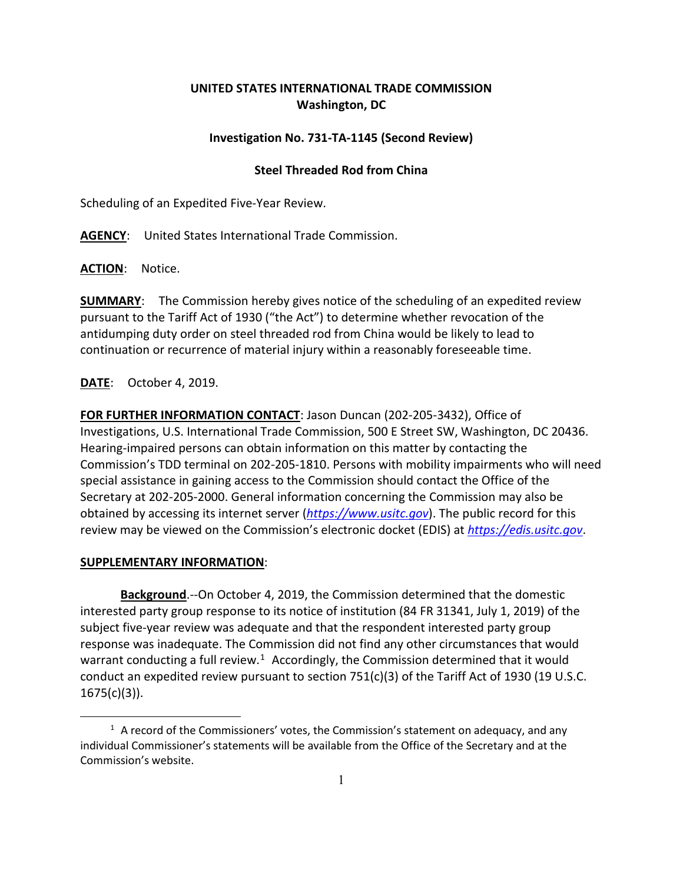**UNITED STATES INTERNATIONAL TRADE COMMISSION**
**Washington, DC**

**Investigation No. 731-TA-1145 (Second Review)**

**Steel Threaded Rod from China**

Scheduling of an Expedited Five-Year Review.

**AGENCY**: United States International Trade Commission.

**ACTION**: Notice.

**SUMMARY**: The Commission hereby gives notice of the scheduling of an expedited review pursuant to the Tariff Act of 1930 ("the Act") to determine whether revocation of the antidumping duty order on steel threaded rod from China would be likely to lead to continuation or recurrence of material injury within a reasonably foreseeable time.

**DATE**: October 4, 2019.

**FOR FURTHER INFORMATION CONTACT**: Jason Duncan (202-205-3432), Office of Investigations, U.S. International Trade Commission, 500 E Street SW, Washington, DC 20436. Hearing-impaired persons can obtain information on this matter by contacting the Commission's TDD terminal on 202-205-1810. Persons with mobility impairments who will need special assistance in gaining access to the Commission should contact the Office of the Secretary at 202-205-2000. General information concerning the Commission may also be obtained by accessing its internet server (*https://www.usitc.gov*). The public record for this review may be viewed on the Commission's electronic docket (EDIS) at *https://edis.usitc.gov*.

**SUPPLEMENTARY INFORMATION**:

**Background**.--On October 4, 2019, the Commission determined that the domestic interested party group response to its notice of institution (84 FR 31341, July 1, 2019) of the subject five-year review was adequate and that the respondent interested party group response was inadequate. The Commission did not find any other circumstances that would warrant conducting a full review.[1] Accordingly, the Commission determined that it would conduct an expedited review pursuant to section 751(c)(3) of the Tariff Act of 1930 (19 U.S.C. 1675(c)(3)).

[1] A record of the Commissioners' votes, the Commission's statement on adequacy, and any individual Commissioner's statements will be available from the Office of the Secretary and at the Commission's website.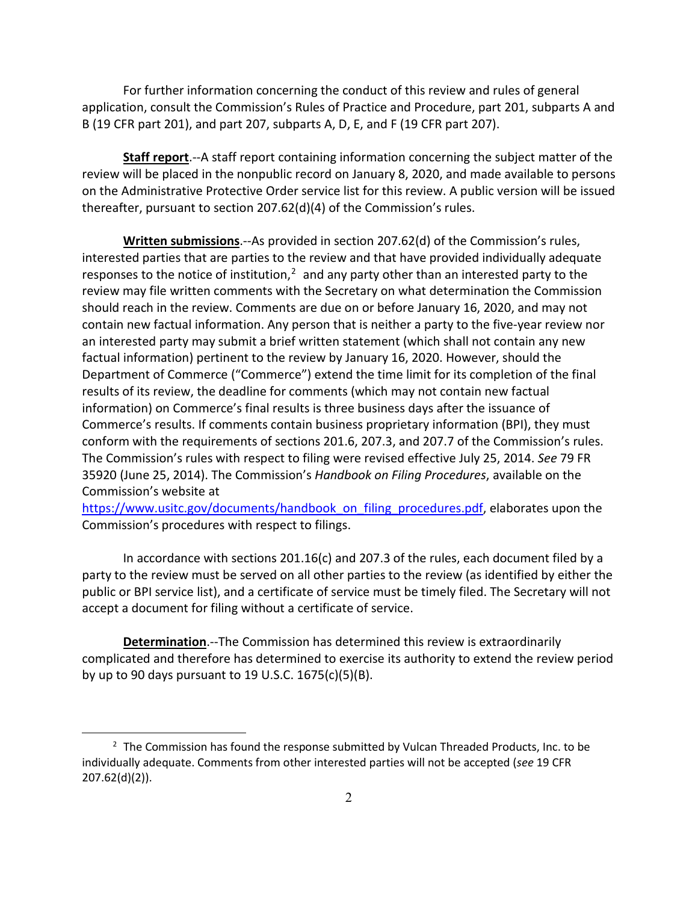For further information concerning the conduct of this review and rules of general application, consult the Commission's Rules of Practice and Procedure, part 201, subparts A and B (19 CFR part 201), and part 207, subparts A, D, E, and F (19 CFR part 207).

**Staff report**.--A staff report containing information concerning the subject matter of the review will be placed in the nonpublic record on January 8, 2020, and made available to persons on the Administrative Protective Order service list for this review. A public version will be issued thereafter, pursuant to section 207.62(d)(4) of the Commission's rules.

**Written submissions**.--As provided in section 207.62(d) of the Commission's rules, interested parties that are parties to the review and that have provided individually adequate responses to the notice of institution,[2] and any party other than an interested party to the review may file written comments with the Secretary on what determination the Commission should reach in the review. Comments are due on or before January 16, 2020, and may not contain new factual information. Any person that is neither a party to the five-year review nor an interested party may submit a brief written statement (which shall not contain any new factual information) pertinent to the review by January 16, 2020. However, should the Department of Commerce ("Commerce") extend the time limit for its completion of the final results of its review, the deadline for comments (which may not contain new factual information) on Commerce's final results is three business days after the issuance of Commerce's results. If comments contain business proprietary information (BPI), they must conform with the requirements of sections 201.6, 207.3, and 207.7 of the Commission's rules. The Commission's rules with respect to filing were revised effective July 25, 2014. *See* 79 FR 35920 (June 25, 2014). The Commission's *Handbook on Filing Procedures*, available on the Commission's website at https://www.usitc.gov/documents/handbook_on_filing_procedures.pdf, elaborates upon the Commission's procedures with respect to filings.

In accordance with sections 201.16(c) and 207.3 of the rules, each document filed by a party to the review must be served on all other parties to the review (as identified by either the public or BPI service list), and a certificate of service must be timely filed. The Secretary will not accept a document for filing without a certificate of service.

**Determination**.--The Commission has determined this review is extraordinarily complicated and therefore has determined to exercise its authority to extend the review period by up to 90 days pursuant to 19 U.S.C. 1675(c)(5)(B).

---

[2] The Commission has found the response submitted by Vulcan Threaded Products, Inc. to be individually adequate. Comments from other interested parties will not be accepted (*see* 19 CFR 207.62(d)(2)).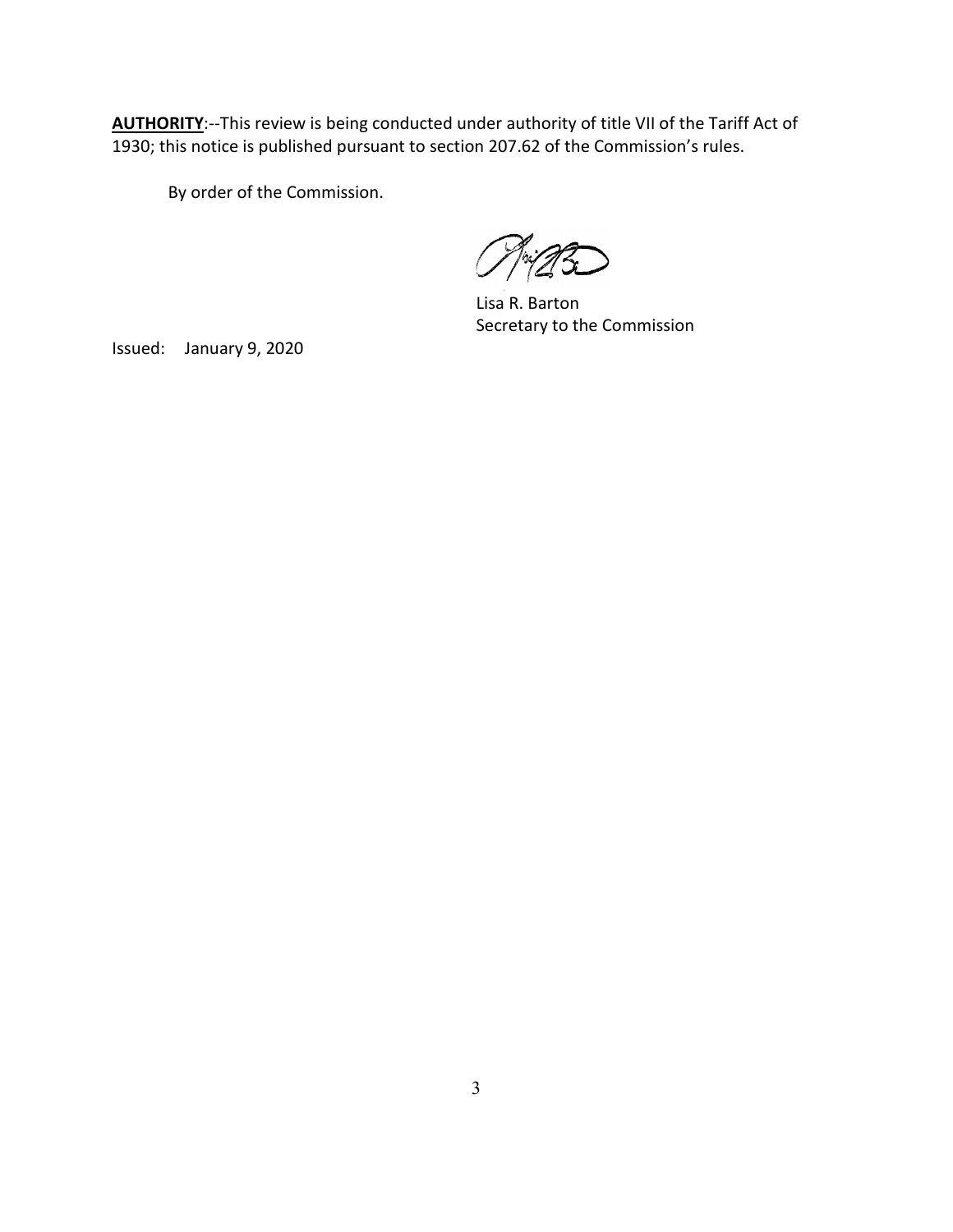**AUTHORITY**:--This review is being conducted under authority of title VII of the Tariff Act of 1930; this notice is published pursuant to section 207.62 of the Commission's rules.

By order of the Commission.

Lisa R. Barton
Secretary to the Commission

Issued: January 9, 2020